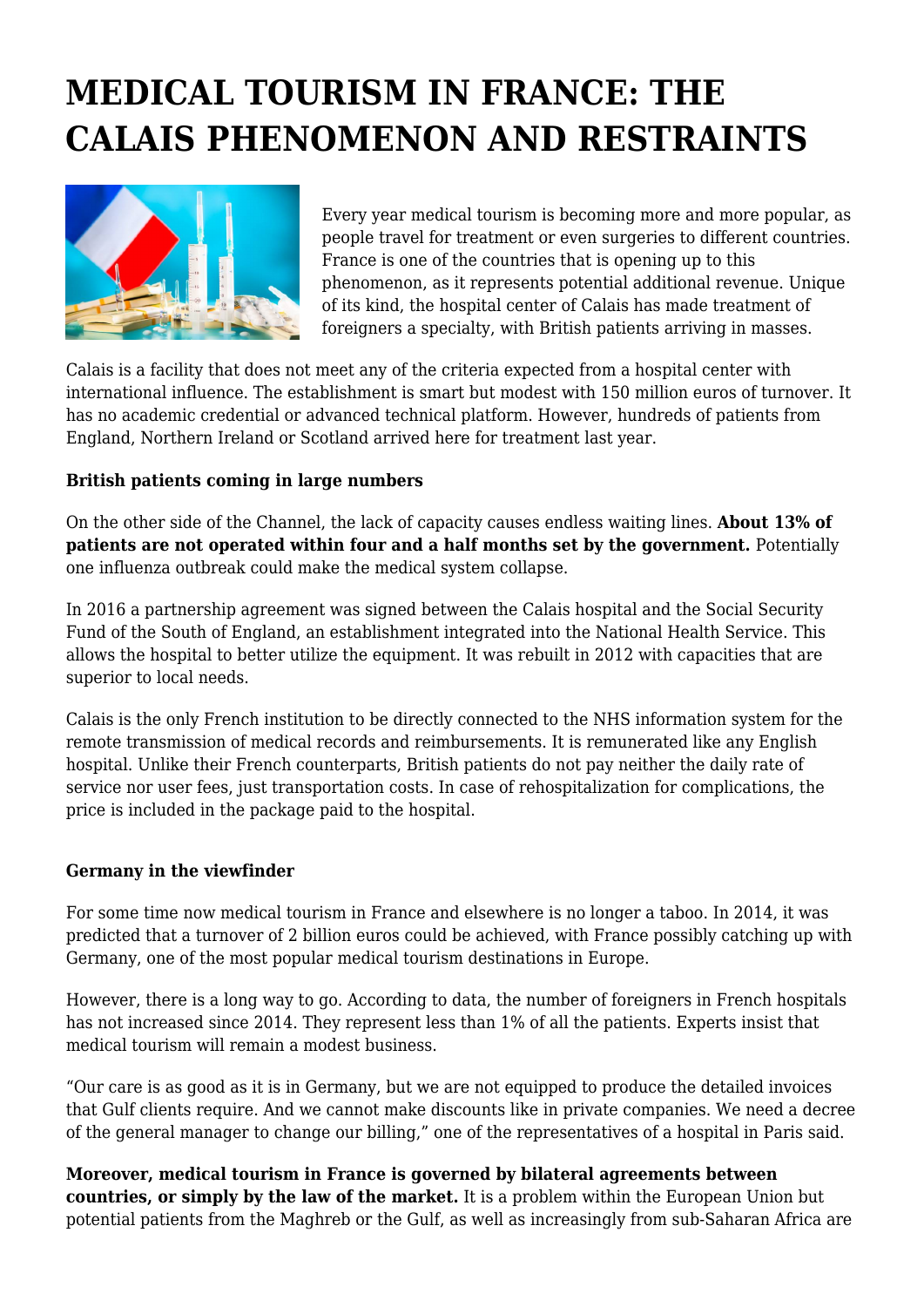# MEDICAL TOURISM IN FRANCE: THE CALAIS PHENOMENON AND RESTRAINTS

Every year medical tourism is becoming more and more popular, as people travel for treatment or even surgeries to different countries. France is one of the countries that is opening up to this phenomenon, as it represents potential additional revenue. Unique of its kind, the hospital center of Calais has made treatment of foreigners a specialty, with British patients arriving in masses.

Calais is a facility that does not meet any of the criteria expected from a hospital center with international influence. The establishment is smart but modest with 150 million euros of turnover. It has no academic credential or advanced technical platform. However, hundreds of patients from England, Northern Ireland or Scotland arrived here for treatment last year.

**British patients coming in large numbers**

On the other side of the Channel, the lack of capacity causes endless waiting lines. **About 13% of patients are not operated within four and a half months set by the government.** Potentially one influenza outbreak could make the medical system collapse.

In 2016 a partnership agreement was signed between the Calais hospital and the Social Security Fund of the South of England, an establishment integrated into the National Health Service. This allows the hospital to better utilize the equipment. It was rebuilt in 2012 with capacities that are superior to local needs.

Calais is the only French institution to be directly connected to the NHS information system for the remote transmission of medical records and reimbursements. It is remunerated like any English hospital. Unlike their French counterparts, British patients do not pay neither the daily rate of service nor user fees, just transportation costs. In case of rehospitalization for complications, the price is included in the package paid to the hospital.

**Germany in the viewfinder**

For some time now medical tourism in France and elsewhere is no longer a taboo. In 2014, it was predicted that a turnover of 2 billion euros could be achieved, with France possibly catching up with Germany, one of the most popular medical tourism destinations in Europe.

However, there is a long way to go. According to data, the number of foreigners in French hospitals has not increased since 2014. They represent less than 1% of all the patients. Experts insist that medical tourism will remain a modest business.

"Our care is as good as it is in Germany, but we are not equipped to produce the detailed invoices that Gulf clients require. And we cannot make discounts like in private companies. We need a decree of the general manager to change our billing," one of the representatives of a hospital in Paris said.

**Moreover, medical tourism in France is governed by bilateral agreements between countries, or simply by the law of the market.** It is a problem within the European Union but potential patients from the Maghreb or the Gulf, as well as increasingly from sub-Saharan Africa are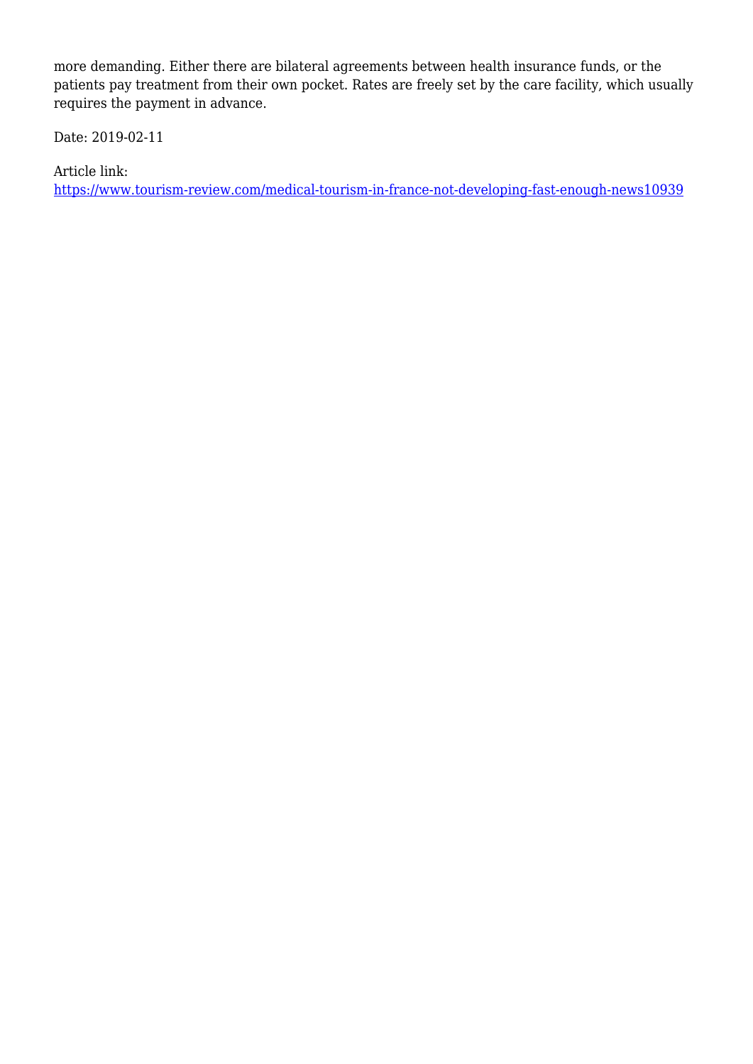more demanding. Either there are bilateral agreements between health insurance funds, or the patients pay treatment from their own pocket. Rates are freely set by the care facility, which usually requires the payment in advance.

Date: 2019-02-11

Article link:
[https://www.tourism-review.com/medical-tourism-in-france-not-developing-fast-enough-news10939](https://www.tourism-review.com/medical-tourism-in-france-not-developing-fast-enough-news10939)